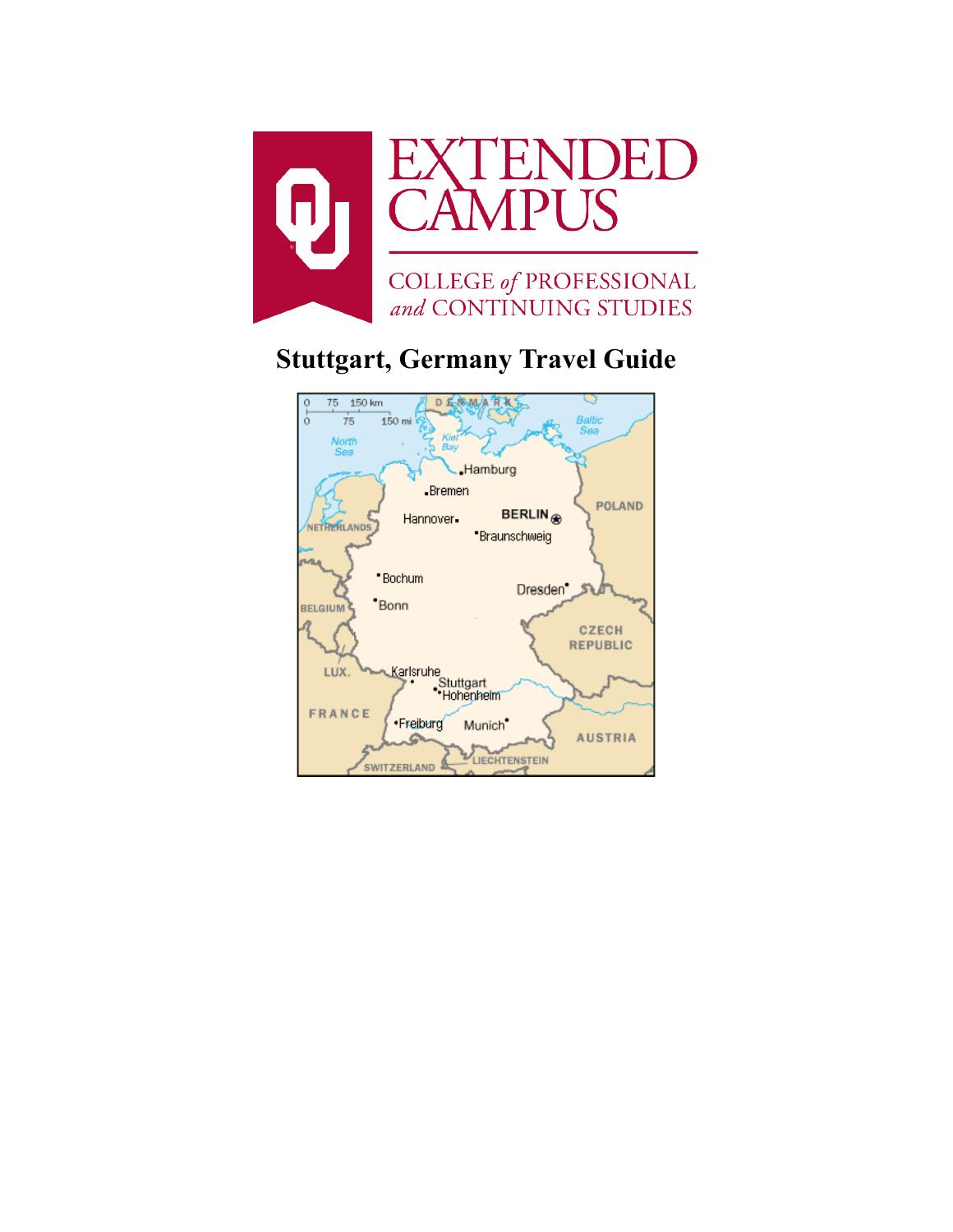EXTENDED CAMPUS

COLLEGE *of* PROFESSIONAL *and* CONTINUING STUDIES

# Stuttgart, Germany Travel Guide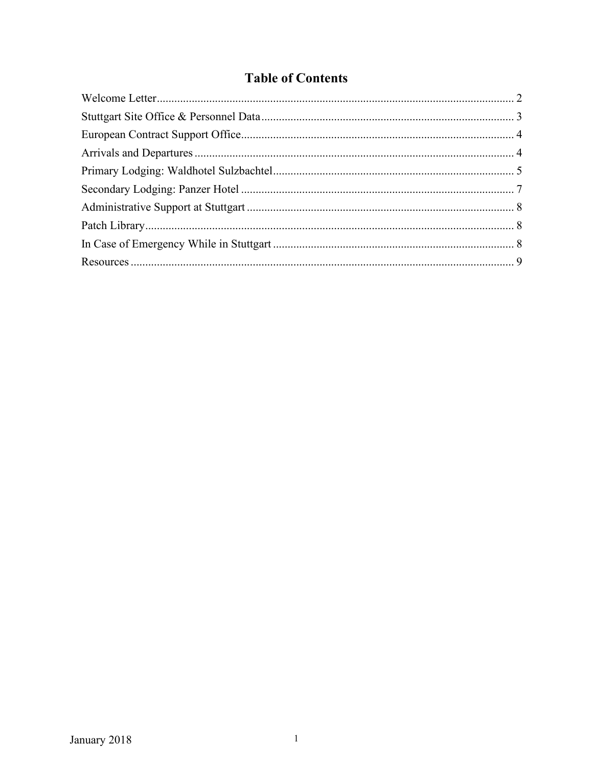# Table of Contents

Welcome Letter .......... 2
Stuttgart Site Office & Personnel Data .......... 3
European Contract Support Office .......... 4
Arrivals and Departures .......... 4
Primary Lodging: Waldhotel Sulzbachtel .......... 5
Secondary Lodging: Panzer Hotel .......... 7
Administrative Support at Stuttgart .......... 8
Patch Library .......... 8
In Case of Emergency While in Stuttgart .......... 8
Resources .......... 9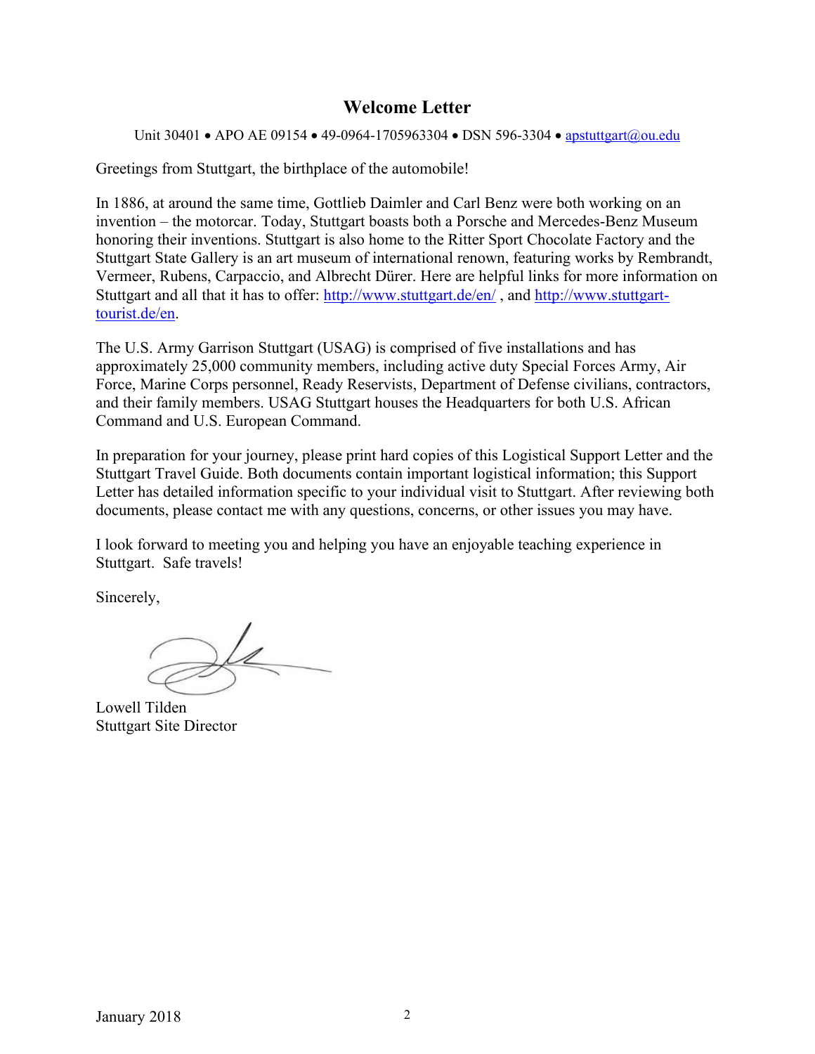# Welcome Letter

Unit 30401 • APO AE 09154 • 49-0964-1705963304 • DSN 596-3304 • apstuttgart@ou.edu

Greetings from Stuttgart, the birthplace of the automobile!

In 1886, at around the same time, Gottlieb Daimler and Carl Benz were both working on an invention – the motorcar. Today, Stuttgart boasts both a Porsche and Mercedes-Benz Museum honoring their inventions. Stuttgart is also home to the Ritter Sport Chocolate Factory and the Stuttgart State Gallery is an art museum of international renown, featuring works by Rembrandt, Vermeer, Rubens, Carpaccio, and Albrecht Dürer. Here are helpful links for more information on Stuttgart and all that it has to offer: http://www.stuttgart.de/en/ , and http://www.stuttgart-tourist.de/en.

The U.S. Army Garrison Stuttgart (USAG) is comprised of five installations and has approximately 25,000 community members, including active duty Special Forces Army, Air Force, Marine Corps personnel, Ready Reservists, Department of Defense civilians, contractors, and their family members. USAG Stuttgart houses the Headquarters for both U.S. African Command and U.S. European Command.

In preparation for your journey, please print hard copies of this Logistical Support Letter and the Stuttgart Travel Guide. Both documents contain important logistical information; this Support Letter has detailed information specific to your individual visit to Stuttgart. After reviewing both documents, please contact me with any questions, concerns, or other issues you may have.

I look forward to meeting you and helping you have an enjoyable teaching experience in Stuttgart. Safe travels!

Sincerely,

Lowell Tilden
Stuttgart Site Director

January 2018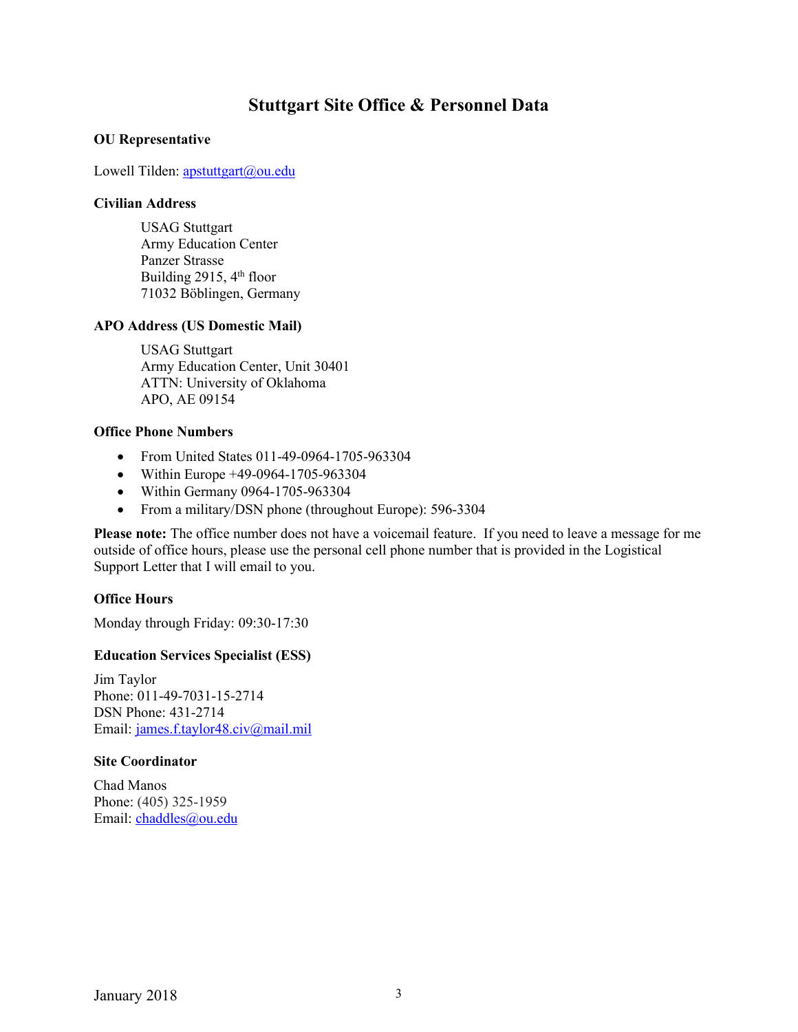# Stuttgart Site Office & Personnel Data

**OU Representative**

Lowell Tilden: apstuttgart@ou.edu

**Civilian Address**

USAG Stuttgart
Army Education Center
Panzer Strasse
Building 2915, 4th floor
71032 Böblingen, Germany

**APO Address (US Domestic Mail)**

USAG Stuttgart
Army Education Center, Unit 30401
ATTN: University of Oklahoma
APO, AE 09154

**Office Phone Numbers**

- From United States 011-49-0964-1705-963304
- Within Europe +49-0964-1705-963304
- Within Germany 0964-1705-963304
- From a military/DSN phone (throughout Europe): 596-3304

**Please note:** The office number does not have a voicemail feature. If you need to leave a message for me outside of office hours, please use the personal cell phone number that is provided in the Logistical Support Letter that I will email to you.

**Office Hours**

Monday through Friday: 09:30-17:30

**Education Services Specialist (ESS)**

Jim Taylor
Phone: 011-49-7031-15-2714
DSN Phone: 431-2714
Email: james.f.taylor48.civ@mail.mil

**Site Coordinator**

Chad Manos
Phone: (405) 325-1959
Email: chaddles@ou.edu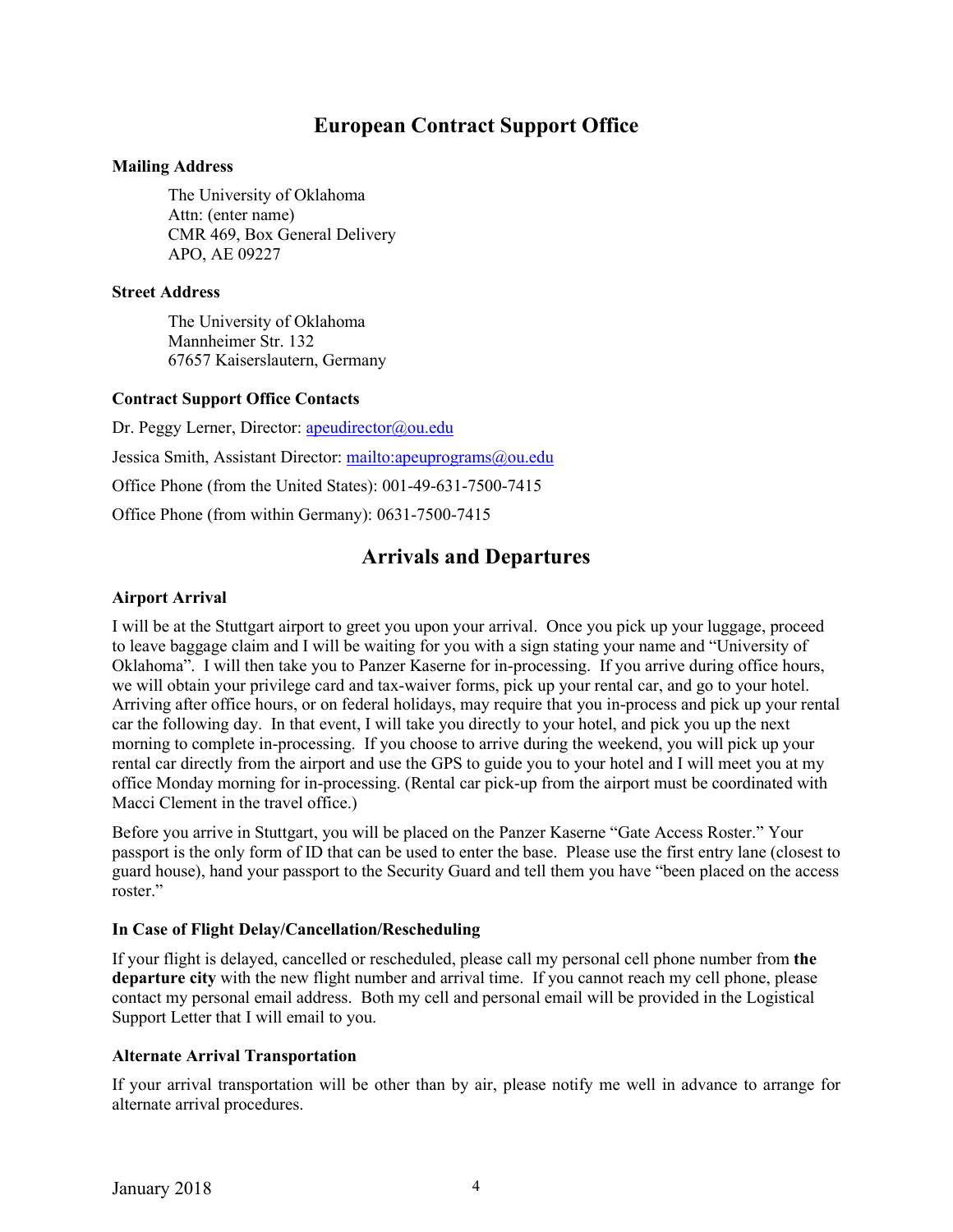## European Contract Support Office

**Mailing Address**

The University of Oklahoma
Attn: (enter name)
CMR 469, Box General Delivery
APO, AE 09227

**Street Address**

The University of Oklahoma
Mannheimer Str. 132
67657 Kaiserslautern, Germany

**Contract Support Office Contacts**

Dr. Peggy Lerner, Director: apeudirector@ou.edu

Jessica Smith, Assistant Director: mailto:apeuprograms@ou.edu

Office Phone (from the United States): 001-49-631-7500-7415

Office Phone (from within Germany): 0631-7500-7415

## Arrivals and Departures

**Airport Arrival**

I will be at the Stuttgart airport to greet you upon your arrival. Once you pick up your luggage, proceed to leave baggage claim and I will be waiting for you with a sign stating your name and "University of Oklahoma". I will then take you to Panzer Kaserne for in-processing. If you arrive during office hours, we will obtain your privilege card and tax-waiver forms, pick up your rental car, and go to your hotel. Arriving after office hours, or on federal holidays, may require that you in-process and pick up your rental car the following day. In that event, I will take you directly to your hotel, and pick you up the next morning to complete in-processing. If you choose to arrive during the weekend, you will pick up your rental car directly from the airport and use the GPS to guide you to your hotel and I will meet you at my office Monday morning for in-processing. (Rental car pick-up from the airport must be coordinated with Macci Clement in the travel office.)

Before you arrive in Stuttgart, you will be placed on the Panzer Kaserne "Gate Access Roster." Your passport is the only form of ID that can be used to enter the base. Please use the first entry lane (closest to guard house), hand your passport to the Security Guard and tell them you have "been placed on the access roster."

**In Case of Flight Delay/Cancellation/Rescheduling**

If your flight is delayed, cancelled or rescheduled, please call my personal cell phone number from **the departure city** with the new flight number and arrival time. If you cannot reach my cell phone, please contact my personal email address. Both my cell and personal email will be provided in the Logistical Support Letter that I will email to you.

**Alternate Arrival Transportation**

If your arrival transportation will be other than by air, please notify me well in advance to arrange for alternate arrival procedures.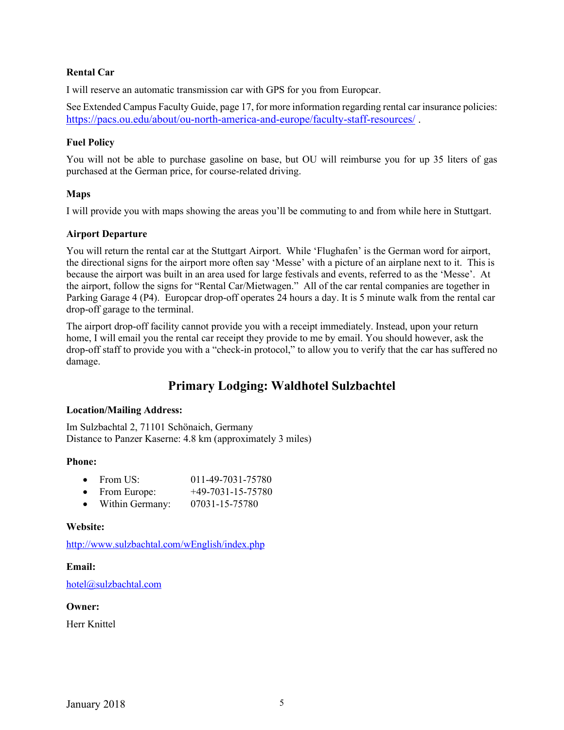### Rental Car

I will reserve an automatic transmission car with GPS for you from Europcar.

See Extended Campus Faculty Guide, page 17, for more information regarding rental car insurance policies: https://pacs.ou.edu/about/ou-north-america-and-europe/faculty-staff-resources/ .

### Fuel Policy

You will not be able to purchase gasoline on base, but OU will reimburse you for up 35 liters of gas purchased at the German price, for course-related driving.

### Maps

I will provide you with maps showing the areas you'll be commuting to and from while here in Stuttgart.

### Airport Departure

You will return the rental car at the Stuttgart Airport. While 'Flughafen' is the German word for airport, the directional signs for the airport more often say 'Messe' with a picture of an airplane next to it. This is because the airport was built in an area used for large festivals and events, referred to as the 'Messe'. At the airport, follow the signs for "Rental Car/Mietwagen." All of the car rental companies are together in Parking Garage 4 (P4). Europcar drop-off operates 24 hours a day. It is 5 minute walk from the rental car drop-off garage to the terminal.

The airport drop-off facility cannot provide you with a receipt immediately. Instead, upon your return home, I will email you the rental car receipt they provide to me by email. You should however, ask the drop-off staff to provide you with a "check-in protocol," to allow you to verify that the car has suffered no damage.

## Primary Lodging: Waldhotel Sulzbachtel

### Location/Mailing Address:

Im Sulzbachtal 2, 71101 Schönaich, Germany
Distance to Panzer Kaserne: 4.8 km (approximately 3 miles)

### Phone:

- From US: 011-49-7031-75780
- From Europe: +49-7031-15-75780
- Within Germany: 07031-15-75780

### Website:

http://www.sulzbachtal.com/wEnglish/index.php

### Email:

hotel@sulzbachtal.com

### Owner:

Herr Knittel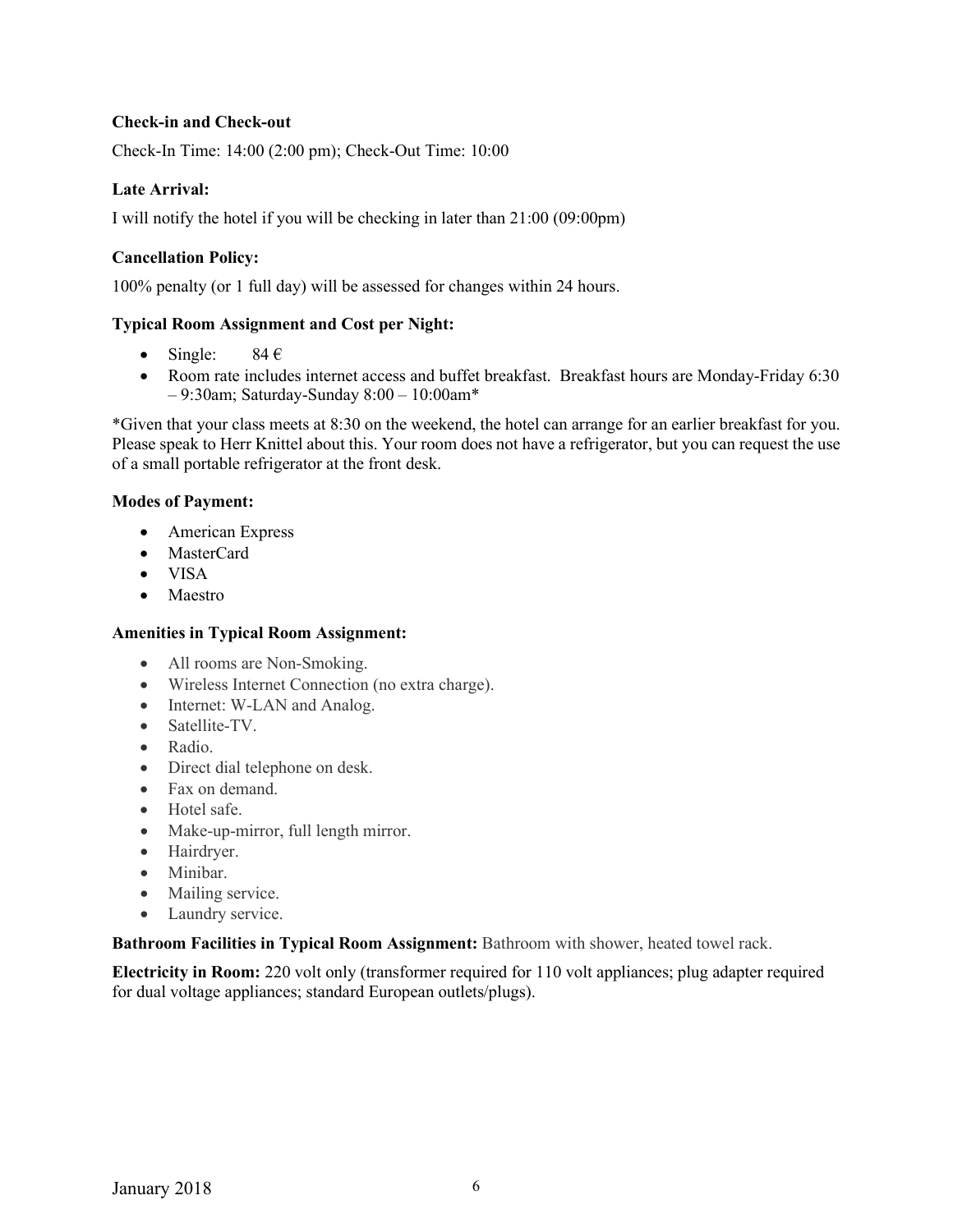**Check-in and Check-out**

Check-In Time: 14:00 (2:00 pm); Check-Out Time: 10:00

**Late Arrival:**

I will notify the hotel if you will be checking in later than 21:00 (09:00pm)

**Cancellation Policy:**

100% penalty (or 1 full day) will be assessed for changes within 24 hours.

**Typical Room Assignment and Cost per Night:**

- Single: 84 €
- Room rate includes internet access and buffet breakfast. Breakfast hours are Monday-Friday 6:30 – 9:30am; Saturday-Sunday 8:00 – 10:00am*

*Given that your class meets at 8:30 on the weekend, the hotel can arrange for an earlier breakfast for you. Please speak to Herr Knittel about this. Your room does not have a refrigerator, but you can request the use of a small portable refrigerator at the front desk.

**Modes of Payment:**

- American Express
- MasterCard
- VISA
- Maestro

**Amenities in Typical Room Assignment:**

- All rooms are Non-Smoking.
- Wireless Internet Connection (no extra charge).
- Internet: W-LAN and Analog.
- Satellite-TV.
- Radio.
- Direct dial telephone on desk.
- Fax on demand.
- Hotel safe.
- Make-up-mirror, full length mirror.
- Hairdryer.
- Minibar.
- Mailing service.
- Laundry service.

**Bathroom Facilities in Typical Room Assignment:** Bathroom with shower, heated towel rack.

**Electricity in Room:** 220 volt only (transformer required for 110 volt appliances; plug adapter required for dual voltage appliances; standard European outlets/plugs).

January 2018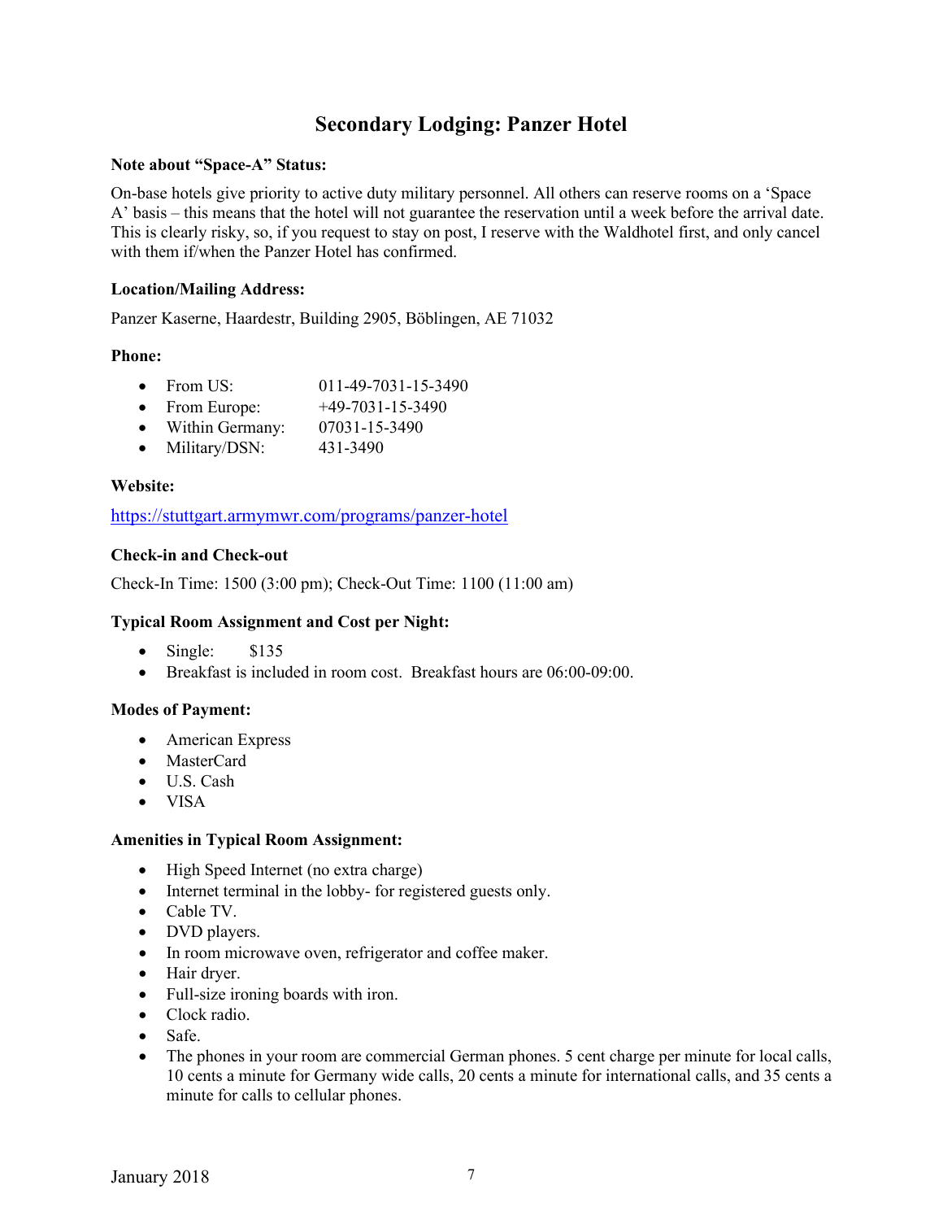# Secondary Lodging: Panzer Hotel

**Note about "Space-A" Status:**

On-base hotels give priority to active duty military personnel. All others can reserve rooms on a 'Space A' basis – this means that the hotel will not guarantee the reservation until a week before the arrival date. This is clearly risky, so, if you request to stay on post, I reserve with the Waldhotel first, and only cancel with them if/when the Panzer Hotel has confirmed.

**Location/Mailing Address:**

Panzer Kaserne, Haardestr, Building 2905, Böblingen, AE 71032

**Phone:**

- From US: 011-49-7031-15-3490
- From Europe: +49-7031-15-3490
- Within Germany: 07031-15-3490
- Military/DSN: 431-3490

**Website:**

https://stuttgart.armymwr.com/programs/panzer-hotel

**Check-in and Check-out**

Check-In Time: 1500 (3:00 pm); Check-Out Time: 1100 (11:00 am)

**Typical Room Assignment and Cost per Night:**

- Single: $135
- Breakfast is included in room cost. Breakfast hours are 06:00-09:00.

**Modes of Payment:**

- American Express
- MasterCard
- U.S. Cash
- VISA

**Amenities in Typical Room Assignment:**

- High Speed Internet (no extra charge)
- Internet terminal in the lobby- for registered guests only.
- Cable TV.
- DVD players.
- In room microwave oven, refrigerator and coffee maker.
- Hair dryer.
- Full-size ironing boards with iron.
- Clock radio.
- Safe.
- The phones in your room are commercial German phones. 5 cent charge per minute for local calls, 10 cents a minute for Germany wide calls, 20 cents a minute for international calls, and 35 cents a minute for calls to cellular phones.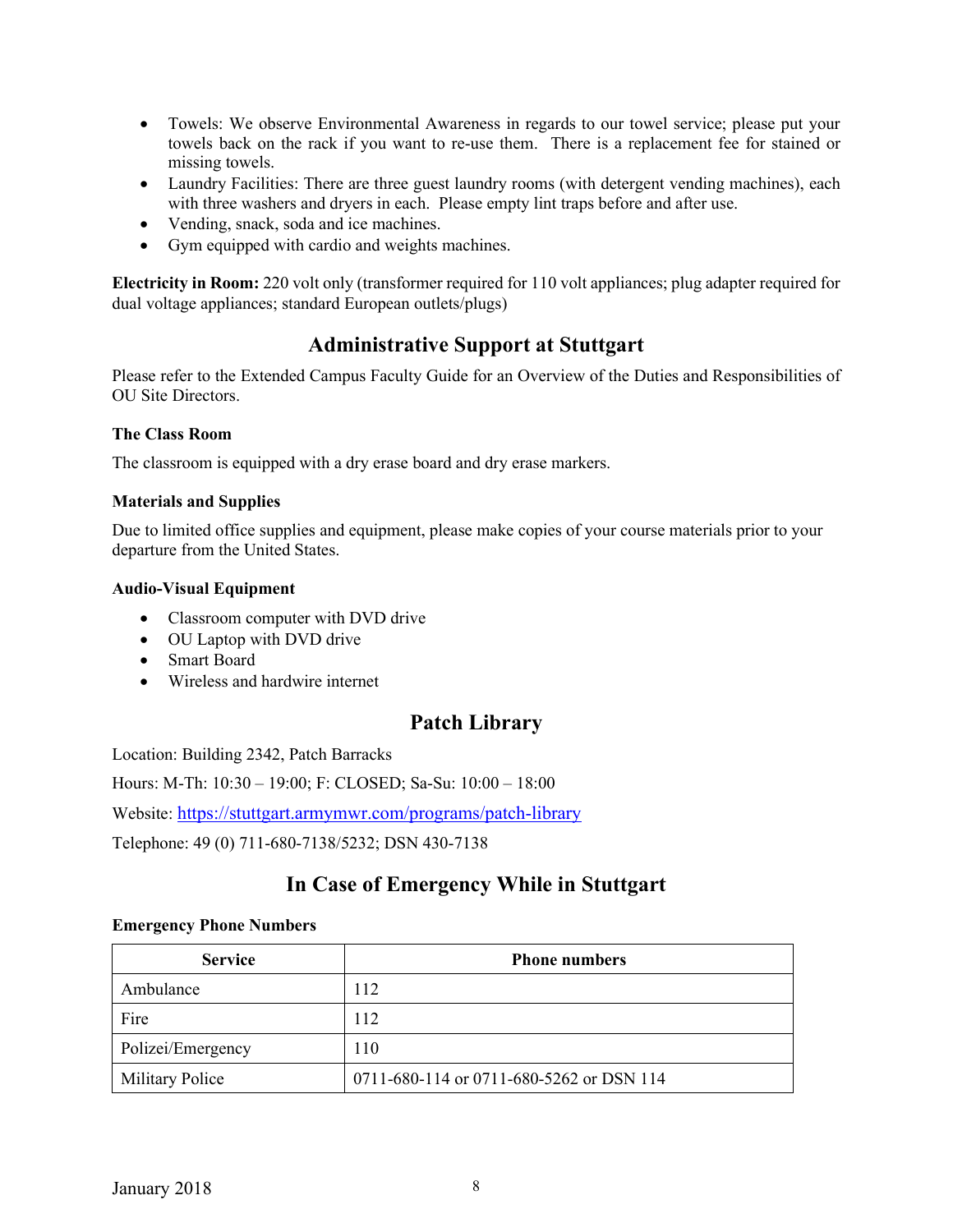- Towels: We observe Environmental Awareness in regards to our towel service; please put your towels back on the rack if you want to re-use them. There is a replacement fee for stained or missing towels.
- Laundry Facilities: There are three guest laundry rooms (with detergent vending machines), each with three washers and dryers in each. Please empty lint traps before and after use.
- Vending, snack, soda and ice machines.
- Gym equipped with cardio and weights machines.

**Electricity in Room:** 220 volt only (transformer required for 110 volt appliances; plug adapter required for dual voltage appliances; standard European outlets/plugs)

## Administrative Support at Stuttgart

Please refer to the Extended Campus Faculty Guide for an Overview of the Duties and Responsibilities of OU Site Directors.

### The Class Room

The classroom is equipped with a dry erase board and dry erase markers.

### Materials and Supplies

Due to limited office supplies and equipment, please make copies of your course materials prior to your departure from the United States.

### Audio-Visual Equipment

- Classroom computer with DVD drive
- OU Laptop with DVD drive
- Smart Board
- Wireless and hardwire internet

## Patch Library

Location: Building 2342, Patch Barracks

Hours: M-Th: 10:30 – 19:00; F: CLOSED; Sa-Su: 10:00 – 18:00

Website: https://stuttgart.armymwr.com/programs/patch-library

Telephone: 49 (0) 711-680-7138/5232; DSN 430-7138

## In Case of Emergency While in Stuttgart

### Emergency Phone Numbers

| Service | Phone numbers |
|---|---|
| Ambulance | 112 |
| Fire | 112 |
| Polizei/Emergency | 110 |
| Military Police | 0711-680-114 or 0711-680-5262 or DSN 114 |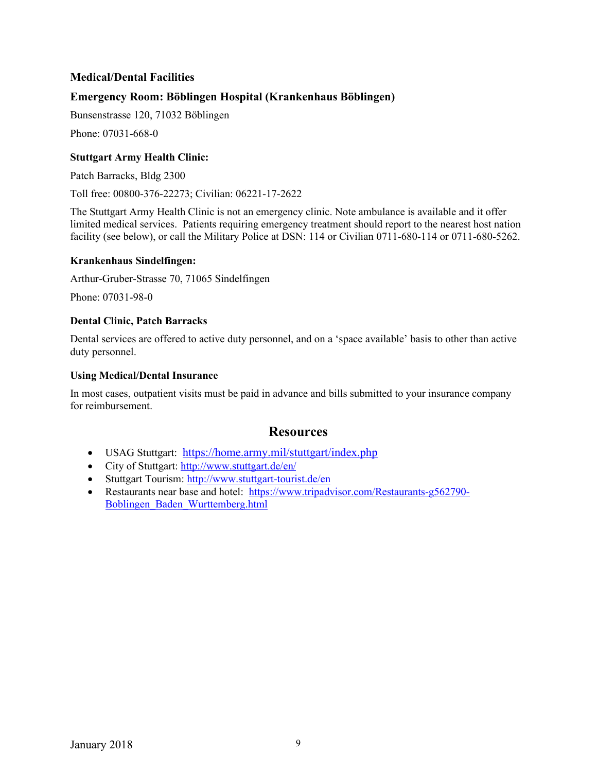### Medical/Dental Facilities

### Emergency Room: Böblingen Hospital (Krankenhaus Böblingen)

Bunsenstrasse 120, 71032 Böblingen

Phone: 07031-668-0

#### Stuttgart Army Health Clinic:

Patch Barracks, Bldg 2300

Toll free: 00800-376-22273; Civilian: 06221-17-2622

The Stuttgart Army Health Clinic is not an emergency clinic. Note ambulance is available and it offer limited medical services. Patients requiring emergency treatment should report to the nearest host nation facility (see below), or call the Military Police at DSN: 114 or Civilian 0711-680-114 or 0711-680-5262.

#### Krankenhaus Sindelfingen:

Arthur-Gruber-Strasse 70, 71065 Sindelfingen

Phone: 07031-98-0

#### Dental Clinic, Patch Barracks

Dental services are offered to active duty personnel, and on a 'space available' basis to other than active duty personnel.

#### Using Medical/Dental Insurance

In most cases, outpatient visits must be paid in advance and bills submitted to your insurance company for reimbursement.

## Resources

- USAG Stuttgart: https://home.army.mil/stuttgart/index.php
- City of Stuttgart: http://www.stuttgart.de/en/
- Stuttgart Tourism: http://www.stuttgart-tourist.de/en
- Restaurants near base and hotel: https://www.tripadvisor.com/Restaurants-g562790-Boblingen_Baden_Wurttemberg.html

January 2018